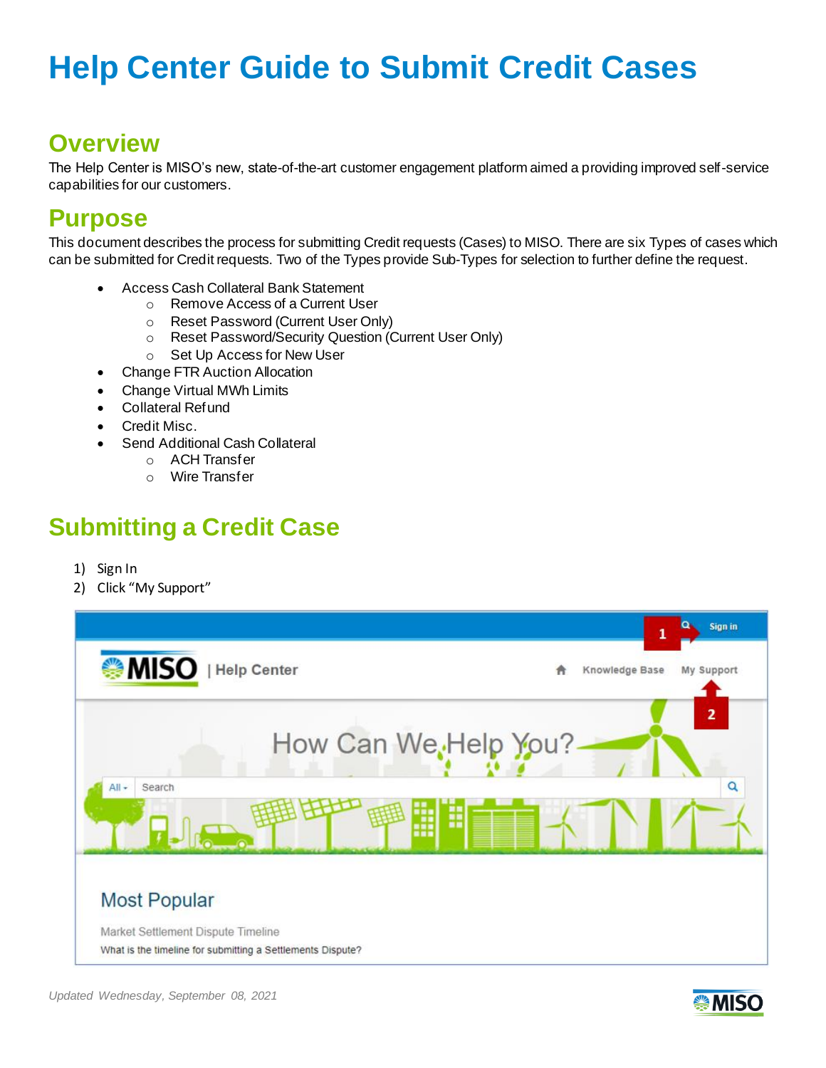# Help Center Guide to Submit Credit Cases

## Overview

The Help Center is MISO's new, state-of-the-art customer engagement platform aimed a providing improved self-service capabilities for our customers.

## Purpose

This document describes the process for submitting Credit requests (Cases) to MISO. There are six Types of cases which can be submitted for Credit requests. Two of the Types provide Sub-Types for selection to further define the request.

- Access Cash Collateral Bank Statement
  - Remove Access of a Current User
  - Reset Password (Current User Only)
  - Reset Password/Security Question (Current User Only)
  - Set Up Access for New User
- Change FTR Auction Allocation
- Change Virtual MWh Limits
- Collateral Refund
- Credit Misc.
- Send Additional Cash Collateral
  - ACH Transfer
  - Wire Transfer

## Submitting a Credit Case

1) Sign In
2) Click "My Support"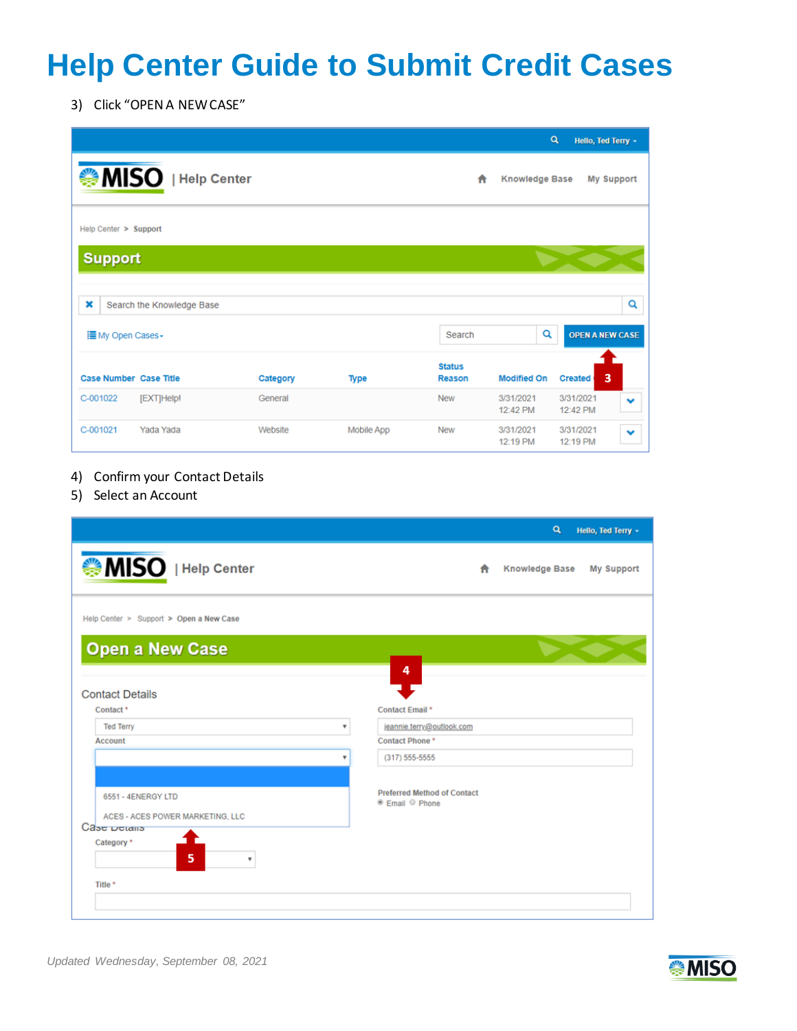# Help Center Guide to Submit Credit Cases

3) Click "OPEN A NEW CASE"

4) Confirm your Contact Details
5) Select an Account

*Updated Wednesday, September 08, 2021*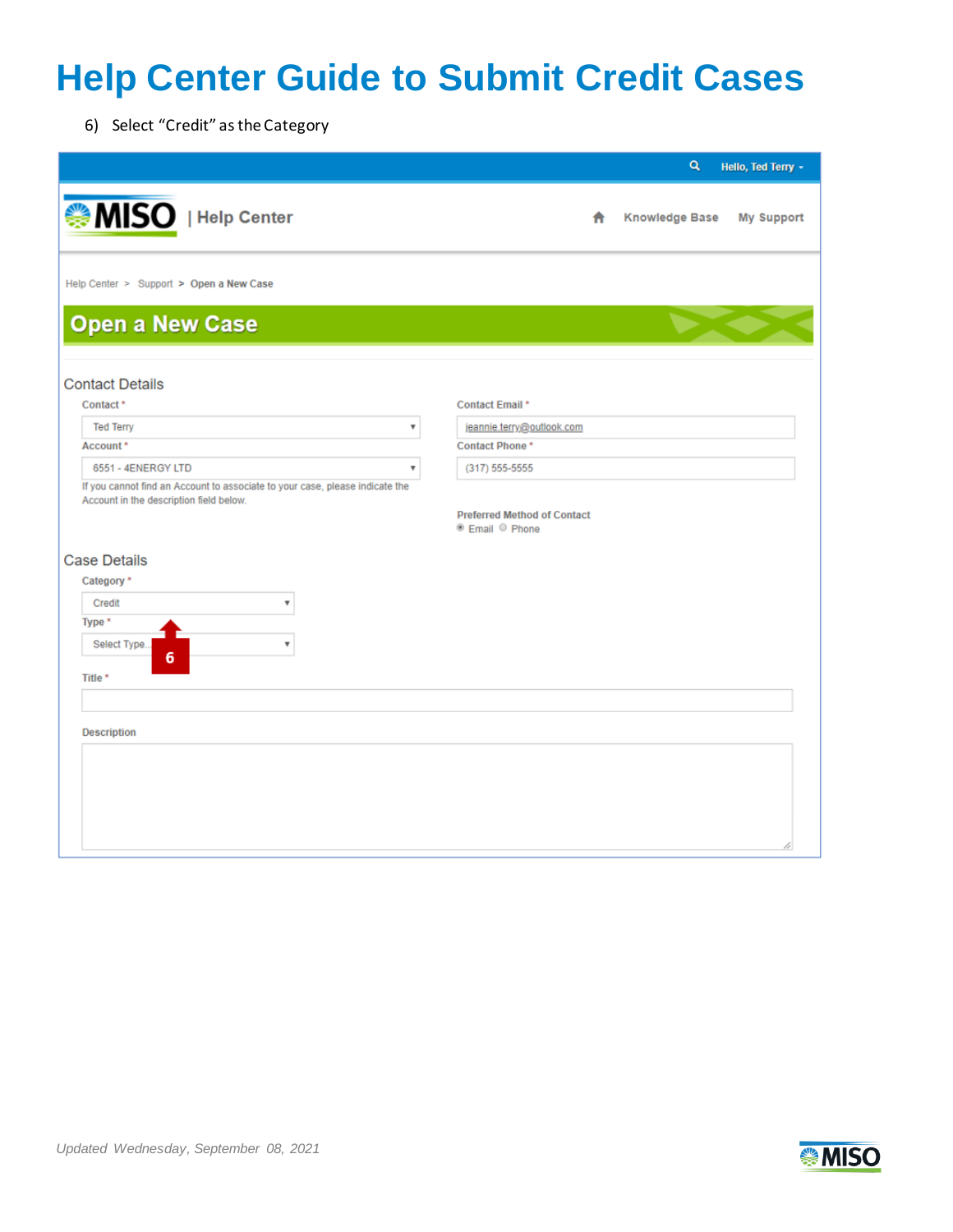# Help Center Guide to Submit Credit Cases

6) Select "Credit" as the Category

Hello, Ted Terry

MISO | Help Center

Knowledge Base My Support

Help Center > Support > Open a New Case

## Open a New Case

### Contact Details

Contact *

Ted Terry

Account *

6551 - 4ENERGY LTD

If you cannot find an Account to associate to your case, please indicate the Account in the description field below.

Contact Email *

jeannie.terry@outlook.com

Contact Phone *

(317) 555-5555

Preferred Method of Contact

Email Phone

### Case Details

Category *

Credit

Type *

Select Type...

6

Title *

Description

*Updated Wednesday, September 08, 2021*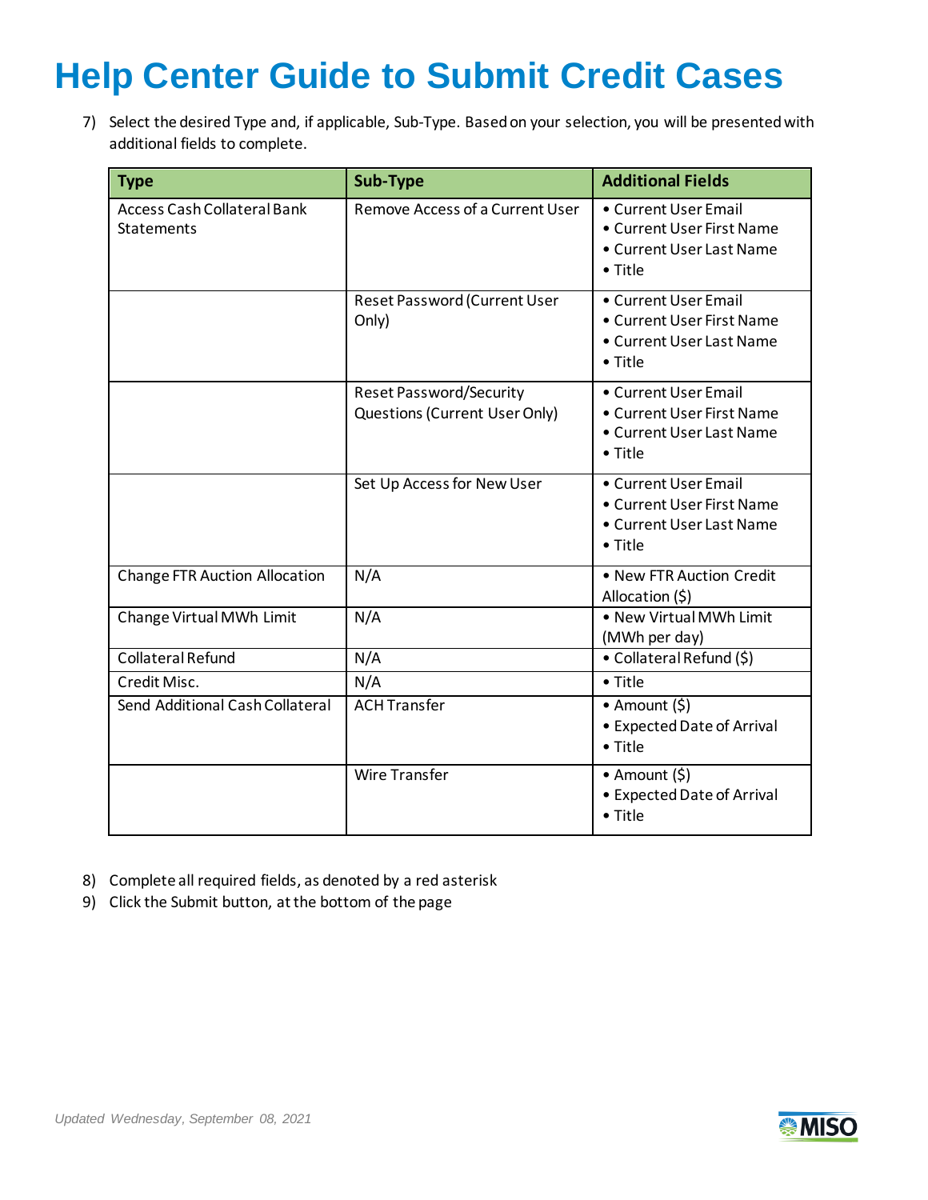# Help Center Guide to Submit Credit Cases

7) Select the desired Type and, if applicable, Sub-Type. Based on your selection, you will be presented with additional fields to complete.

| Type | Sub-Type | Additional Fields |
|---|---|---|
| Access Cash Collateral Bank Statements | Remove Access of a Current User | • Current User Email<br>• Current User First Name<br>• Current User Last Name<br>• Title |
| | Reset Password (Current User Only) | • Current User Email<br>• Current User First Name<br>• Current User Last Name<br>• Title |
| | Reset Password/Security Questions (Current User Only) | • Current User Email<br>• Current User First Name<br>• Current User Last Name<br>• Title |
| | Set Up Access for New User | • Current User Email<br>• Current User First Name<br>• Current User Last Name<br>• Title |
| Change FTR Auction Allocation | N/A | • New FTR Auction Credit Allocation ($) |
| Change Virtual MWh Limit | N/A | • New Virtual MWh Limit (MWh per day) |
| Collateral Refund | N/A | • Collateral Refund ($) |
| Credit Misc. | N/A | • Title |
| Send Additional Cash Collateral | ACH Transfer | • Amount ($)<br>• Expected Date of Arrival<br>• Title |
| | Wire Transfer | • Amount ($)<br>• Expected Date of Arrival<br>• Title |

8) Complete all required fields, as denoted by a red asterisk
9) Click the Submit button, at the bottom of the page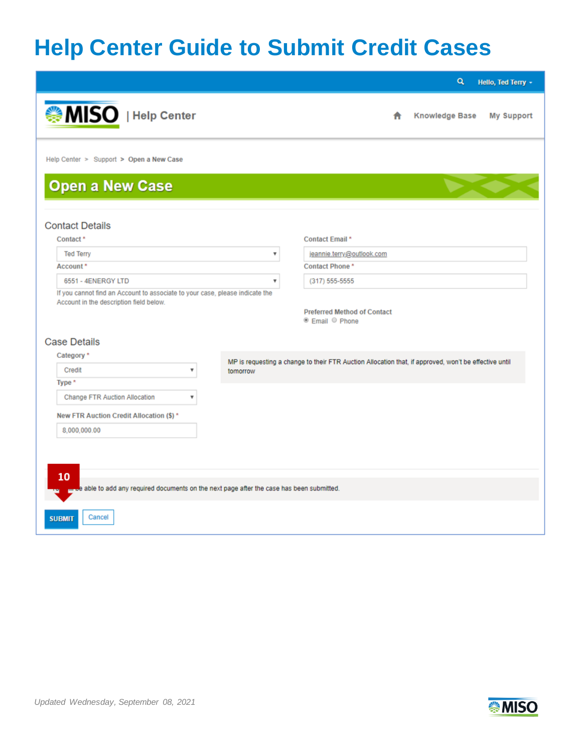# Help Center Guide to Submit Credit Cases

Hello, Ted Terry

MISO | Help Center

Knowledge Base   My Support

Help Center > Support > Open a New Case

## Open a New Case

### Contact Details

Contact *

Ted Terry

Account *

6551 - 4ENERGY LTD

If you cannot find an Account to associate to your case, please indicate the Account in the description field below.

Contact Email *

jeannie.terry@outlook.com

Contact Phone *

(317) 555-5555

Preferred Method of Contact

Email   Phone

### Case Details

Category *

Credit

Type *

Change FTR Auction Allocation

New FTR Auction Credit Allocation ($) *

8,000,000.00

MP is requesting a change to their FTR Auction Allocation that, if approved, won't be effective until tomorrow

10

You will be able to add any required documents on the next page after the case has been submitted.

SUBMIT   Cancel

*Updated Wednesday, September 08, 2021*